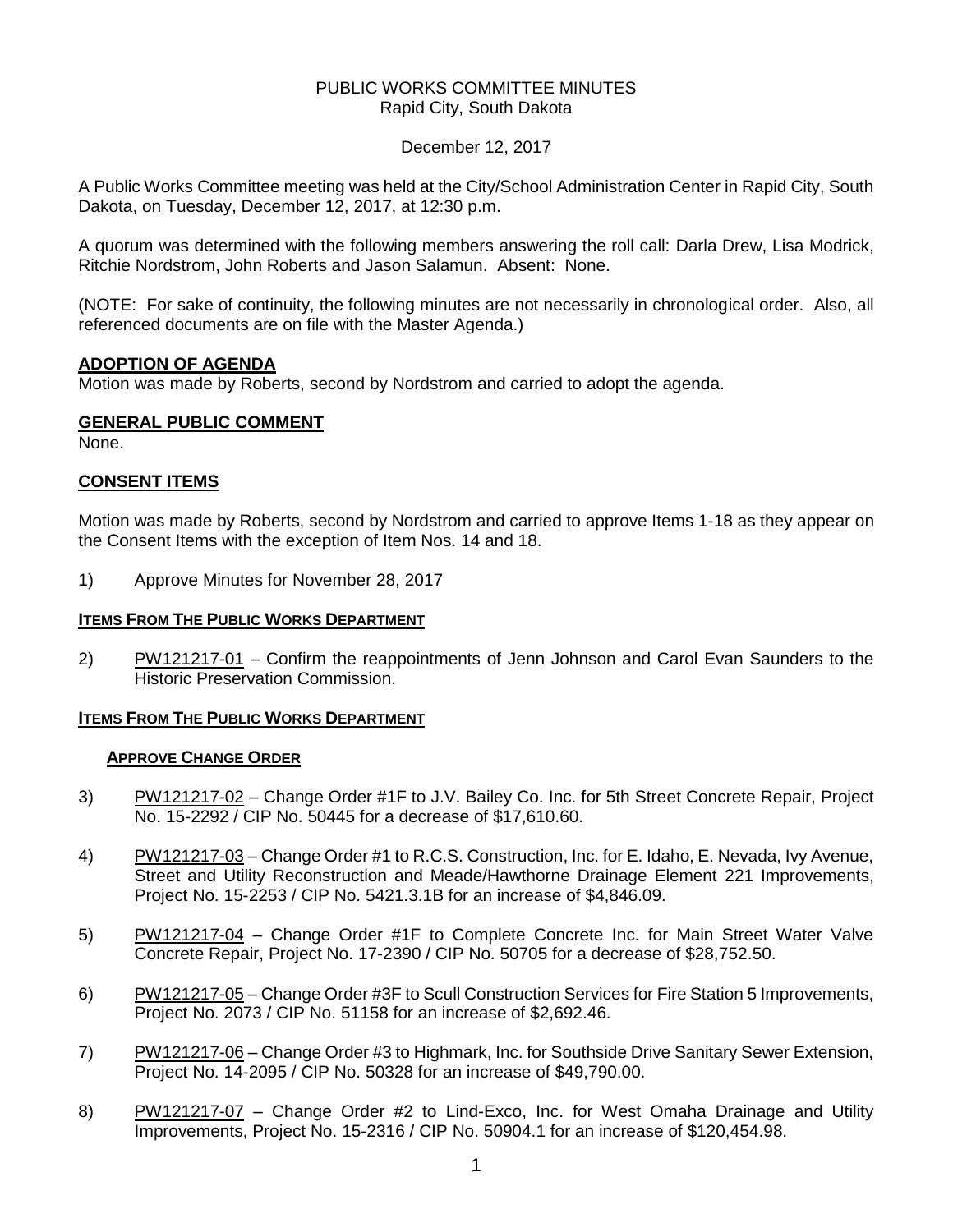PUBLIC WORKS COMMITTEE MINUTES
Rapid City, South Dakota

December 12, 2017

A Public Works Committee meeting was held at the City/School Administration Center in Rapid City, South Dakota, on Tuesday, December 12, 2017, at 12:30 p.m.

A quorum was determined with the following members answering the roll call: Darla Drew, Lisa Modrick, Ritchie Nordstrom, John Roberts and Jason Salamun. Absent: None.

(NOTE: For sake of continuity, the following minutes are not necessarily in chronological order. Also, all referenced documents are on file with the Master Agenda.)

## ADOPTION OF AGENDA

Motion was made by Roberts, second by Nordstrom and carried to adopt the agenda.

## GENERAL PUBLIC COMMENT

None.

## CONSENT ITEMS

Motion was made by Roberts, second by Nordstrom and carried to approve Items 1-18 as they appear on the Consent Items with the exception of Item Nos. 14 and 18.

1) Approve Minutes for November 28, 2017

### ITEMS FROM THE PUBLIC WORKS DEPARTMENT

2) PW121217-01 – Confirm the reappointments of Jenn Johnson and Carol Evan Saunders to the Historic Preservation Commission.

### ITEMS FROM THE PUBLIC WORKS DEPARTMENT

#### APPROVE CHANGE ORDER

3) PW121217-02 – Change Order #1F to J.V. Bailey Co. Inc. for 5th Street Concrete Repair, Project No. 15-2292 / CIP No. 50445 for a decrease of $17,610.60.

4) PW121217-03 – Change Order #1 to R.C.S. Construction, Inc. for E. Idaho, E. Nevada, Ivy Avenue, Street and Utility Reconstruction and Meade/Hawthorne Drainage Element 221 Improvements, Project No. 15-2253 / CIP No. 5421.3.1B for an increase of $4,846.09.

5) PW121217-04 – Change Order #1F to Complete Concrete Inc. for Main Street Water Valve Concrete Repair, Project No. 17-2390 / CIP No. 50705 for a decrease of $28,752.50.

6) PW121217-05 – Change Order #3F to Scull Construction Services for Fire Station 5 Improvements, Project No. 2073 / CIP No. 51158 for an increase of $2,692.46.

7) PW121217-06 – Change Order #3 to Highmark, Inc. for Southside Drive Sanitary Sewer Extension, Project No. 14-2095 / CIP No. 50328 for an increase of $49,790.00.

8) PW121217-07 – Change Order #2 to Lind-Exco, Inc. for West Omaha Drainage and Utility Improvements, Project No. 15-2316 / CIP No. 50904.1 for an increase of $120,454.98.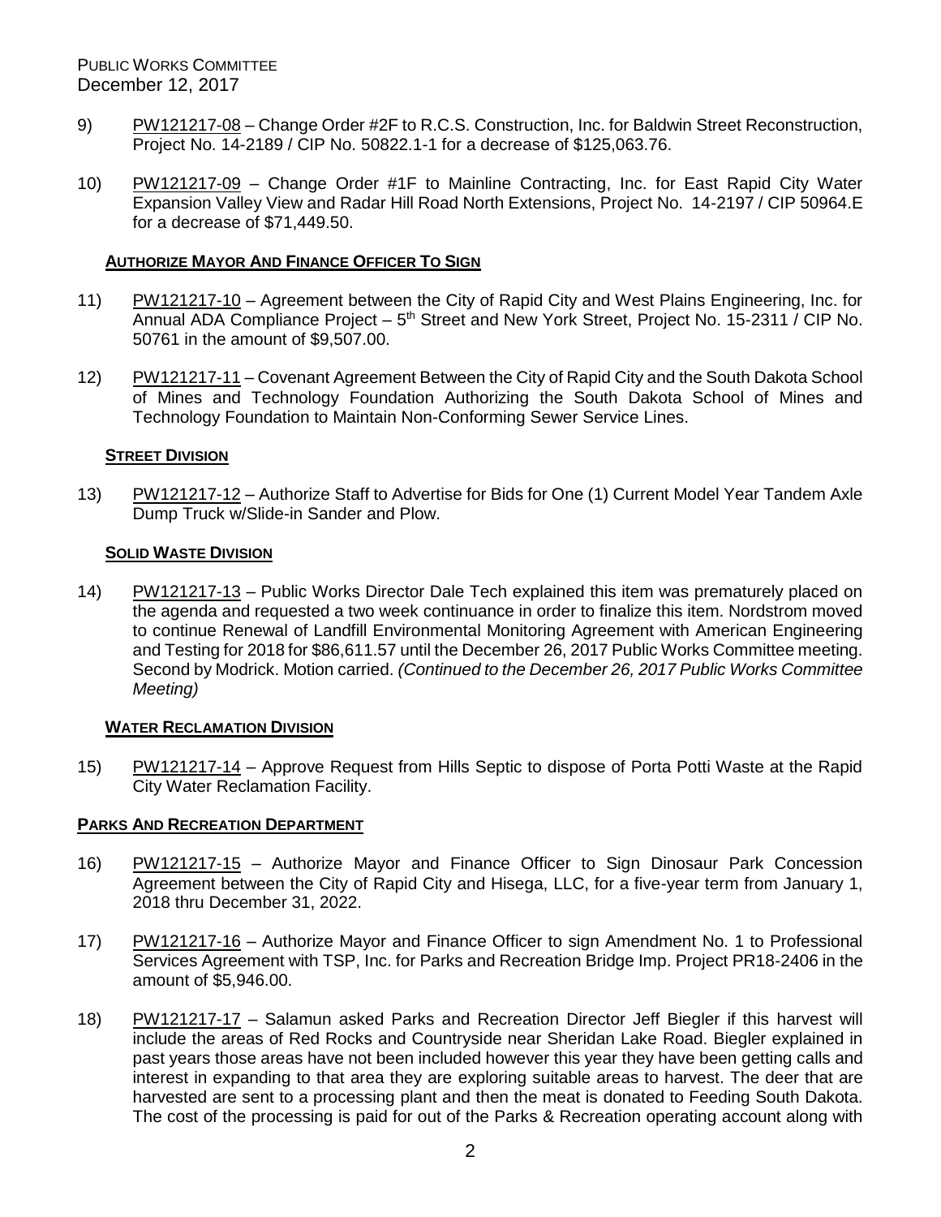9) PW121217-08 – Change Order #2F to R.C.S. Construction, Inc. for Baldwin Street Reconstruction, Project No. 14-2189 / CIP No. 50822.1-1 for a decrease of $125,063.76.

10) PW121217-09 – Change Order #1F to Mainline Contracting, Inc. for East Rapid City Water Expansion Valley View and Radar Hill Road North Extensions, Project No. 14-2197 / CIP 50964.E for a decrease of $71,449.50.

**AUTHORIZE MAYOR AND FINANCE OFFICER TO SIGN**

11) PW121217-10 – Agreement between the City of Rapid City and West Plains Engineering, Inc. for Annual ADA Compliance Project – 5th Street and New York Street, Project No. 15-2311 / CIP No. 50761 in the amount of $9,507.00.

12) PW121217-11 – Covenant Agreement Between the City of Rapid City and the South Dakota School of Mines and Technology Foundation Authorizing the South Dakota School of Mines and Technology Foundation to Maintain Non-Conforming Sewer Service Lines.

**STREET DIVISION**

13) PW121217-12 – Authorize Staff to Advertise for Bids for One (1) Current Model Year Tandem Axle Dump Truck w/Slide-in Sander and Plow.

**SOLID WASTE DIVISION**

14) PW121217-13 – Public Works Director Dale Tech explained this item was prematurely placed on the agenda and requested a two week continuance in order to finalize this item. Nordstrom moved to continue Renewal of Landfill Environmental Monitoring Agreement with American Engineering and Testing for 2018 for $86,611.57 until the December 26, 2017 Public Works Committee meeting. Second by Modrick. Motion carried. *(Continued to the December 26, 2017 Public Works Committee Meeting)*

**WATER RECLAMATION DIVISION**

15) PW121217-14 – Approve Request from Hills Septic to dispose of Porta Potti Waste at the Rapid City Water Reclamation Facility.

**PARKS AND RECREATION DEPARTMENT**

16) PW121217-15 – Authorize Mayor and Finance Officer to Sign Dinosaur Park Concession Agreement between the City of Rapid City and Hisega, LLC, for a five-year term from January 1, 2018 thru December 31, 2022.

17) PW121217-16 – Authorize Mayor and Finance Officer to sign Amendment No. 1 to Professional Services Agreement with TSP, Inc. for Parks and Recreation Bridge Imp. Project PR18-2406 in the amount of $5,946.00.

18) PW121217-17 – Salamun asked Parks and Recreation Director Jeff Biegler if this harvest will include the areas of Red Rocks and Countryside near Sheridan Lake Road. Biegler explained in past years those areas have not been included however this year they have been getting calls and interest in expanding to that area they are exploring suitable areas to harvest. The deer that are harvested are sent to a processing plant and then the meat is donated to Feeding South Dakota. The cost of the processing is paid for out of the Parks & Recreation operating account along with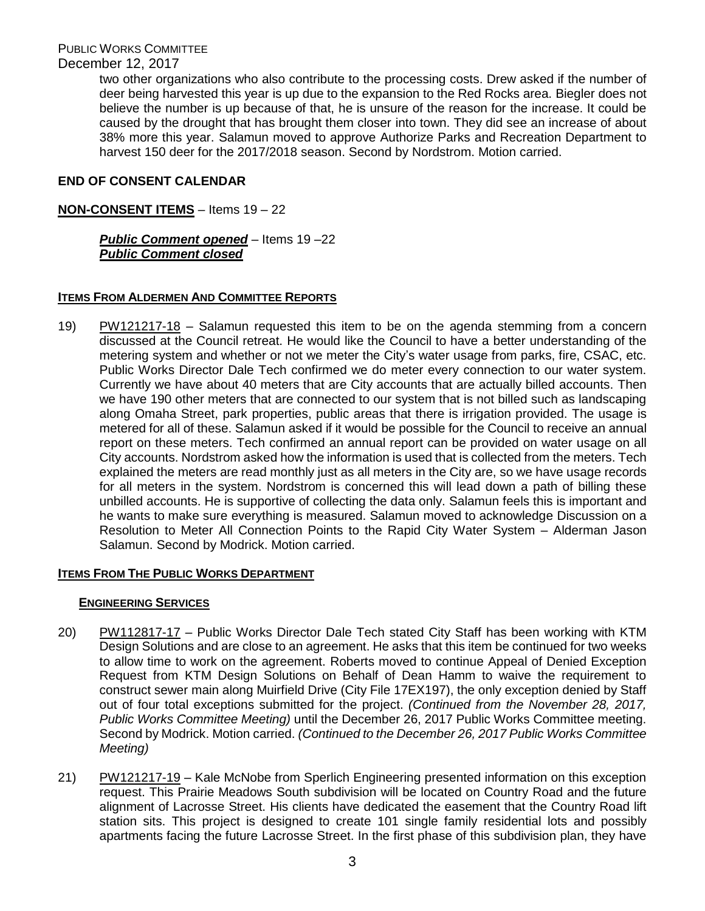two other organizations who also contribute to the processing costs. Drew asked if the number of deer being harvested this year is up due to the expansion to the Red Rocks area. Biegler does not believe the number is up because of that, he is unsure of the reason for the increase. It could be caused by the drought that has brought them closer into town. They did see an increase of about 38% more this year. Salamun moved to approve Authorize Parks and Recreation Department to harvest 150 deer for the 2017/2018 season. Second by Nordstrom. Motion carried.

**END OF CONSENT CALENDAR**

**NON-CONSENT ITEMS** – Items 19 – 22

***Public Comment opened*** – Items 19 –22
***Public Comment closed***

**ITEMS FROM ALDERMEN AND COMMITTEE REPORTS**

19) PW121217-18 – Salamun requested this item to be on the agenda stemming from a concern discussed at the Council retreat. He would like the Council to have a better understanding of the metering system and whether or not we meter the City's water usage from parks, fire, CSAC, etc. Public Works Director Dale Tech confirmed we do meter every connection to our water system. Currently we have about 40 meters that are City accounts that are actually billed accounts. Then we have 190 other meters that are connected to our system that is not billed such as landscaping along Omaha Street, park properties, public areas that there is irrigation provided. The usage is metered for all of these. Salamun asked if it would be possible for the Council to receive an annual report on these meters. Tech confirmed an annual report can be provided on water usage on all City accounts. Nordstrom asked how the information is used that is collected from the meters. Tech explained the meters are read monthly just as all meters in the City are, so we have usage records for all meters in the system. Nordstrom is concerned this will lead down a path of billing these unbilled accounts. He is supportive of collecting the data only. Salamun feels this is important and he wants to make sure everything is measured. Salamun moved to acknowledge Discussion on a Resolution to Meter All Connection Points to the Rapid City Water System – Alderman Jason Salamun. Second by Modrick. Motion carried.

**ITEMS FROM THE PUBLIC WORKS DEPARTMENT**

**ENGINEERING SERVICES**

20) PW112817-17 – Public Works Director Dale Tech stated City Staff has been working with KTM Design Solutions and are close to an agreement. He asks that this item be continued for two weeks to allow time to work on the agreement. Roberts moved to continue Appeal of Denied Exception Request from KTM Design Solutions on Behalf of Dean Hamm to waive the requirement to construct sewer main along Muirfield Drive (City File 17EX197), the only exception denied by Staff out of four total exceptions submitted for the project. *(Continued from the November 28, 2017, Public Works Committee Meeting)* until the December 26, 2017 Public Works Committee meeting. Second by Modrick. Motion carried. *(Continued to the December 26, 2017 Public Works Committee Meeting)*

21) PW121217-19 – Kale McNobe from Sperlich Engineering presented information on this exception request. This Prairie Meadows South subdivision will be located on Country Road and the future alignment of Lacrosse Street. His clients have dedicated the easement that the Country Road lift station sits. This project is designed to create 101 single family residential lots and possibly apartments facing the future Lacrosse Street. In the first phase of this subdivision plan, they have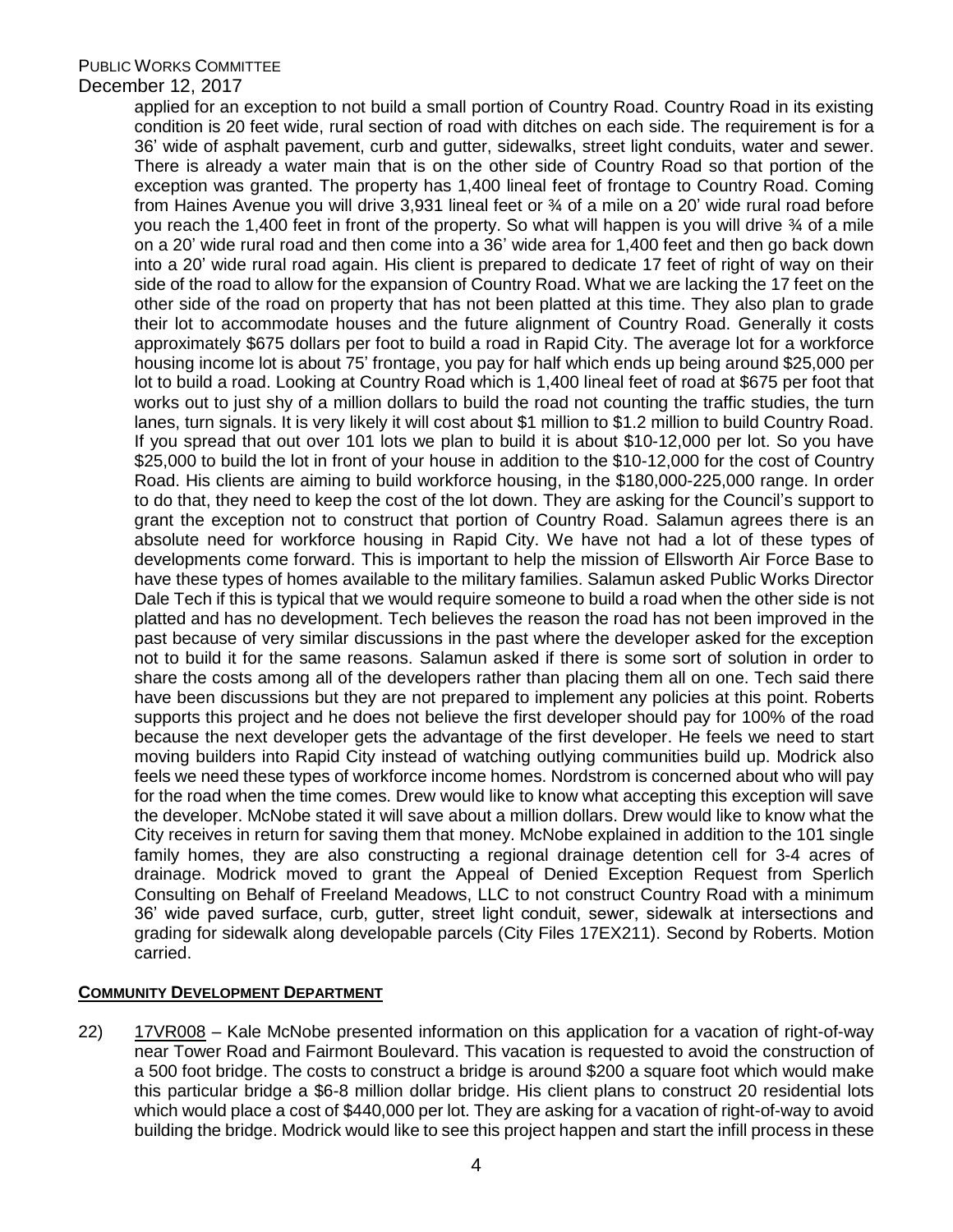applied for an exception to not build a small portion of Country Road. Country Road in its existing condition is 20 feet wide, rural section of road with ditches on each side. The requirement is for a 36' wide of asphalt pavement, curb and gutter, sidewalks, street light conduits, water and sewer. There is already a water main that is on the other side of Country Road so that portion of the exception was granted. The property has 1,400 lineal feet of frontage to Country Road. Coming from Haines Avenue you will drive 3,931 lineal feet or ¾ of a mile on a 20' wide rural road before you reach the 1,400 feet in front of the property. So what will happen is you will drive ¾ of a mile on a 20' wide rural road and then come into a 36' wide area for 1,400 feet and then go back down into a 20' wide rural road again. His client is prepared to dedicate 17 feet of right of way on their side of the road to allow for the expansion of Country Road. What we are lacking the 17 feet on the other side of the road on property that has not been platted at this time. They also plan to grade their lot to accommodate houses and the future alignment of Country Road. Generally it costs approximately $675 dollars per foot to build a road in Rapid City. The average lot for a workforce housing income lot is about 75' frontage, you pay for half which ends up being around $25,000 per lot to build a road. Looking at Country Road which is 1,400 lineal feet of road at $675 per foot that works out to just shy of a million dollars to build the road not counting the traffic studies, the turn lanes, turn signals. It is very likely it will cost about $1 million to $1.2 million to build Country Road. If you spread that out over 101 lots we plan to build it is about $10-12,000 per lot. So you have $25,000 to build the lot in front of your house in addition to the $10-12,000 for the cost of Country Road. His clients are aiming to build workforce housing, in the $180,000-225,000 range. In order to do that, they need to keep the cost of the lot down. They are asking for the Council's support to grant the exception not to construct that portion of Country Road. Salamun agrees there is an absolute need for workforce housing in Rapid City. We have not had a lot of these types of developments come forward. This is important to help the mission of Ellsworth Air Force Base to have these types of homes available to the military families. Salamun asked Public Works Director Dale Tech if this is typical that we would require someone to build a road when the other side is not platted and has no development. Tech believes the reason the road has not been improved in the past because of very similar discussions in the past where the developer asked for the exception not to build it for the same reasons. Salamun asked if there is some sort of solution in order to share the costs among all of the developers rather than placing them all on one. Tech said there have been discussions but they are not prepared to implement any policies at this point. Roberts supports this project and he does not believe the first developer should pay for 100% of the road because the next developer gets the advantage of the first developer. He feels we need to start moving builders into Rapid City instead of watching outlying communities build up. Modrick also feels we need these types of workforce income homes. Nordstrom is concerned about who will pay for the road when the time comes. Drew would like to know what accepting this exception will save the developer. McNobe stated it will save about a million dollars. Drew would like to know what the City receives in return for saving them that money. McNobe explained in addition to the 101 single family homes, they are also constructing a regional drainage detention cell for 3-4 acres of drainage. Modrick moved to grant the Appeal of Denied Exception Request from Sperlich Consulting on Behalf of Freeland Meadows, LLC to not construct Country Road with a minimum 36' wide paved surface, curb, gutter, street light conduit, sewer, sidewalk at intersections and grading for sidewalk along developable parcels (City Files 17EX211). Second by Roberts. Motion carried.

## COMMUNITY DEVELOPMENT DEPARTMENT

22) 17VR008 – Kale McNobe presented information on this application for a vacation of right-of-way near Tower Road and Fairmont Boulevard. This vacation is requested to avoid the construction of a 500 foot bridge. The costs to construct a bridge is around $200 a square foot which would make this particular bridge a $6-8 million dollar bridge. His client plans to construct 20 residential lots which would place a cost of $440,000 per lot. They are asking for a vacation of right-of-way to avoid building the bridge. Modrick would like to see this project happen and start the infill process in these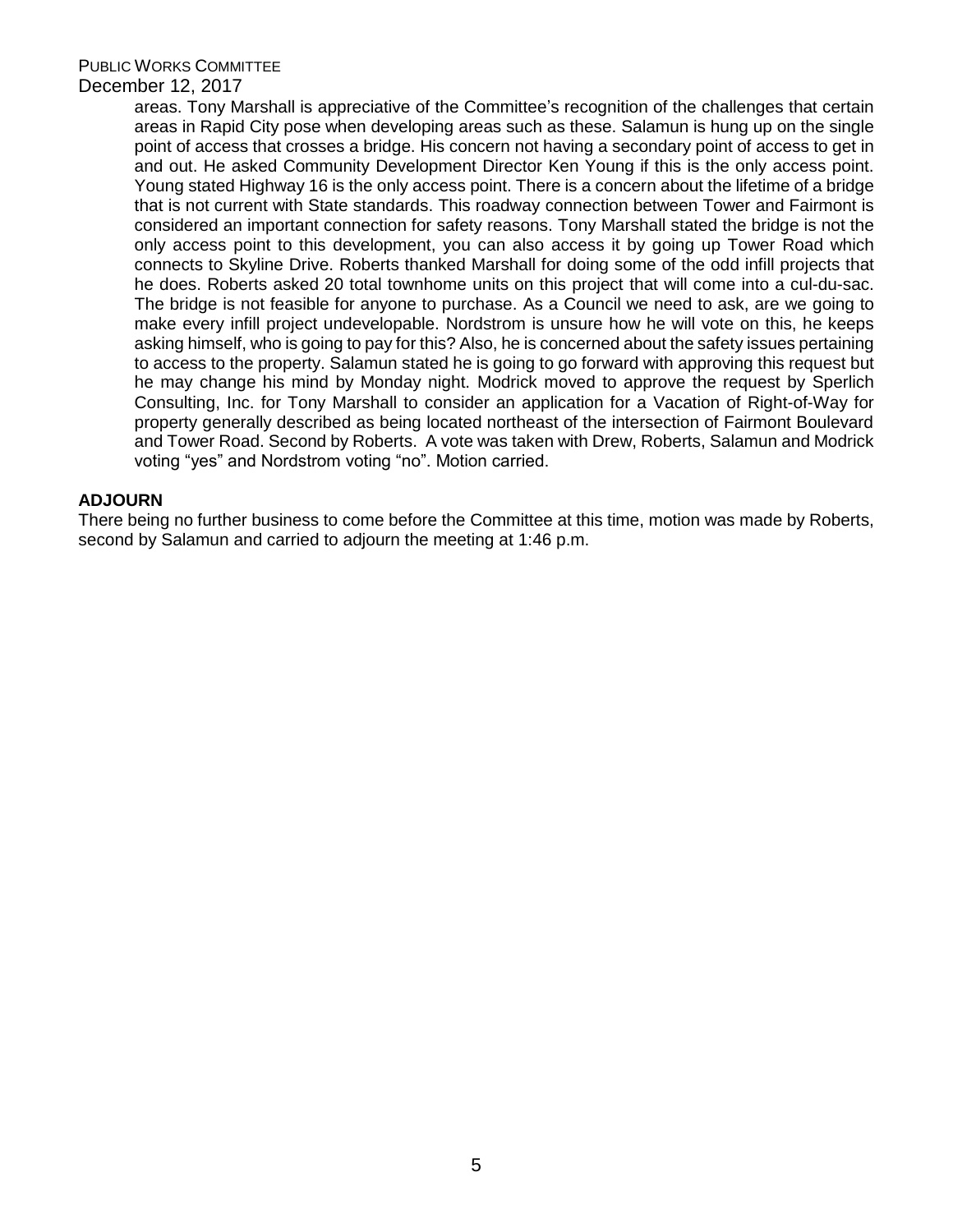areas. Tony Marshall is appreciative of the Committee's recognition of the challenges that certain areas in Rapid City pose when developing areas such as these. Salamun is hung up on the single point of access that crosses a bridge. His concern not having a secondary point of access to get in and out. He asked Community Development Director Ken Young if this is the only access point. Young stated Highway 16 is the only access point. There is a concern about the lifetime of a bridge that is not current with State standards. This roadway connection between Tower and Fairmont is considered an important connection for safety reasons. Tony Marshall stated the bridge is not the only access point to this development, you can also access it by going up Tower Road which connects to Skyline Drive. Roberts thanked Marshall for doing some of the odd infill projects that he does. Roberts asked 20 total townhome units on this project that will come into a cul-du-sac. The bridge is not feasible for anyone to purchase. As a Council we need to ask, are we going to make every infill project undevelopable. Nordstrom is unsure how he will vote on this, he keeps asking himself, who is going to pay for this? Also, he is concerned about the safety issues pertaining to access to the property. Salamun stated he is going to go forward with approving this request but he may change his mind by Monday night. Modrick moved to approve the request by Sperlich Consulting, Inc. for Tony Marshall to consider an application for a Vacation of Right-of-Way for property generally described as being located northeast of the intersection of Fairmont Boulevard and Tower Road. Second by Roberts. A vote was taken with Drew, Roberts, Salamun and Modrick voting "yes" and Nordstrom voting "no". Motion carried.

**ADJOURN**

There being no further business to come before the Committee at this time, motion was made by Roberts, second by Salamun and carried to adjourn the meeting at 1:46 p.m.